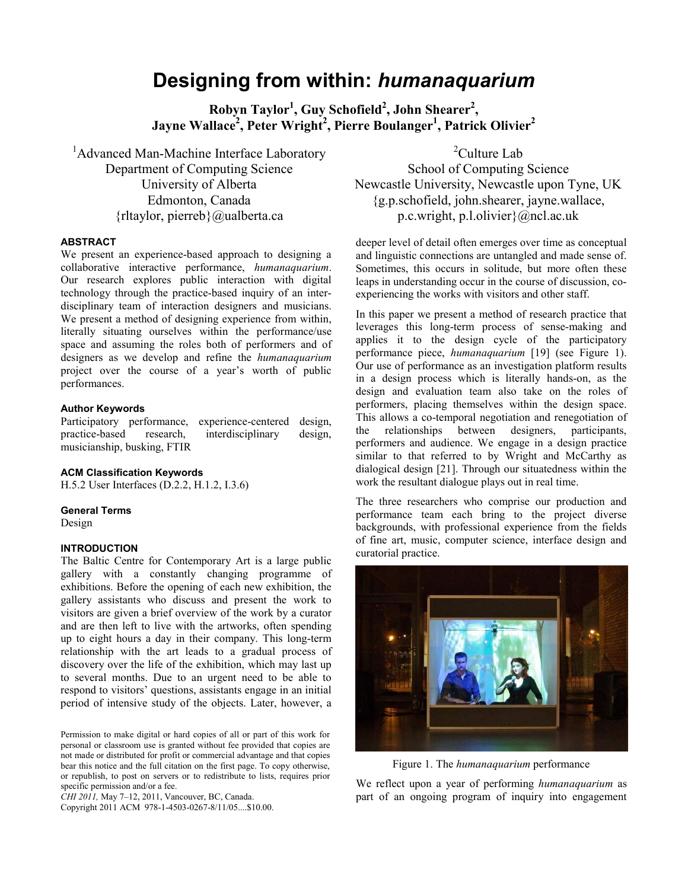# Designing from within: *humanaquarium*

**Robyn Taylor[1], Guy Schofield[2], John Shearer[2], Jayne Wallace[2], Peter Wright[2], Pierre Boulanger[1], Patrick Olivier[2]**

[1]Advanced Man-Machine Interface Laboratory
Department of Computing Science
University of Alberta
Edmonton, Canada
{rltaylor, pierreb}@ualberta.ca

[2]Culture Lab
School of Computing Science
Newcastle University, Newcastle upon Tyne, UK
{g.p.schofield, john.shearer, jayne.wallace, p.c.wright, p.l.olivier}@ncl.ac.uk

### ABSTRACT

We present an experience-based approach to designing a collaborative interactive performance, *humanaquarium*. Our research explores public interaction with digital technology through the practice-based inquiry of an inter-disciplinary team of interaction designers and musicians. We present a method of designing experience from within, literally situating ourselves within the performance/use space and assuming the roles both of performers and of designers as we develop and refine the *humanaquarium* project over the course of a year's worth of public performances.

### Author Keywords

Participatory performance, experience-centered design, practice-based research, interdisciplinary design, musicianship, busking, FTIR

### ACM Classification Keywords

H.5.2 User Interfaces (D.2.2, H.1.2, I.3.6)

### General Terms

Design

### INTRODUCTION

The Baltic Centre for Contemporary Art is a large public gallery with a constantly changing programme of exhibitions. Before the opening of each new exhibition, the gallery assistants who discuss and present the work to visitors are given a brief overview of the work by a curator and are then left to live with the artworks, often spending up to eight hours a day in their company. This long-term relationship with the art leads to a gradual process of discovery over the life of the exhibition, which may last up to several months. Due to an urgent need to be able to respond to visitors' questions, assistants engage in an initial period of intensive study of the objects. Later, however, a deeper level of detail often emerges over time as conceptual and linguistic connections are untangled and made sense of. Sometimes, this occurs in solitude, but more often these leaps in understanding occur in the course of discussion, co-experiencing the works with visitors and other staff.

In this paper we present a method of research practice that leverages this long-term process of sense-making and applies it to the design cycle of the participatory performance piece, *humanaquarium* [19] (see Figure 1). Our use of performance as an investigation platform results in a design process which is literally hands-on, as the design and evaluation team also take on the roles of performers, placing themselves within the design space. This allows a co-temporal negotiation and renegotiation of the relationships between designers, participants, performers and audience. We engage in a design practice similar to that referred to by Wright and McCarthy as dialogical design [21]. Through our situatedness within the work the resultant dialogue plays out in real time.

The three researchers who comprise our production and performance team each bring to the project diverse backgrounds, with professional experience from the fields of fine art, music, computer science, interface design and curatorial practice.

Figure 1. The *humanaquarium* performance

We reflect upon a year of performing *humanaquarium* as part of an ongoing program of inquiry into engagement

Permission to make digital or hard copies of all or part of this work for personal or classroom use is granted without fee provided that copies are not made or distributed for profit or commercial advantage and that copies bear this notice and the full citation on the first page. To copy otherwise, or republish, to post on servers or to redistribute to lists, requires prior specific permission and/or a fee.
*CHI 2011,* May 7–12, 2011, Vancouver, BC, Canada.
Copyright 2011 ACM 978-1-4503-0267-8/11/05....$10.00.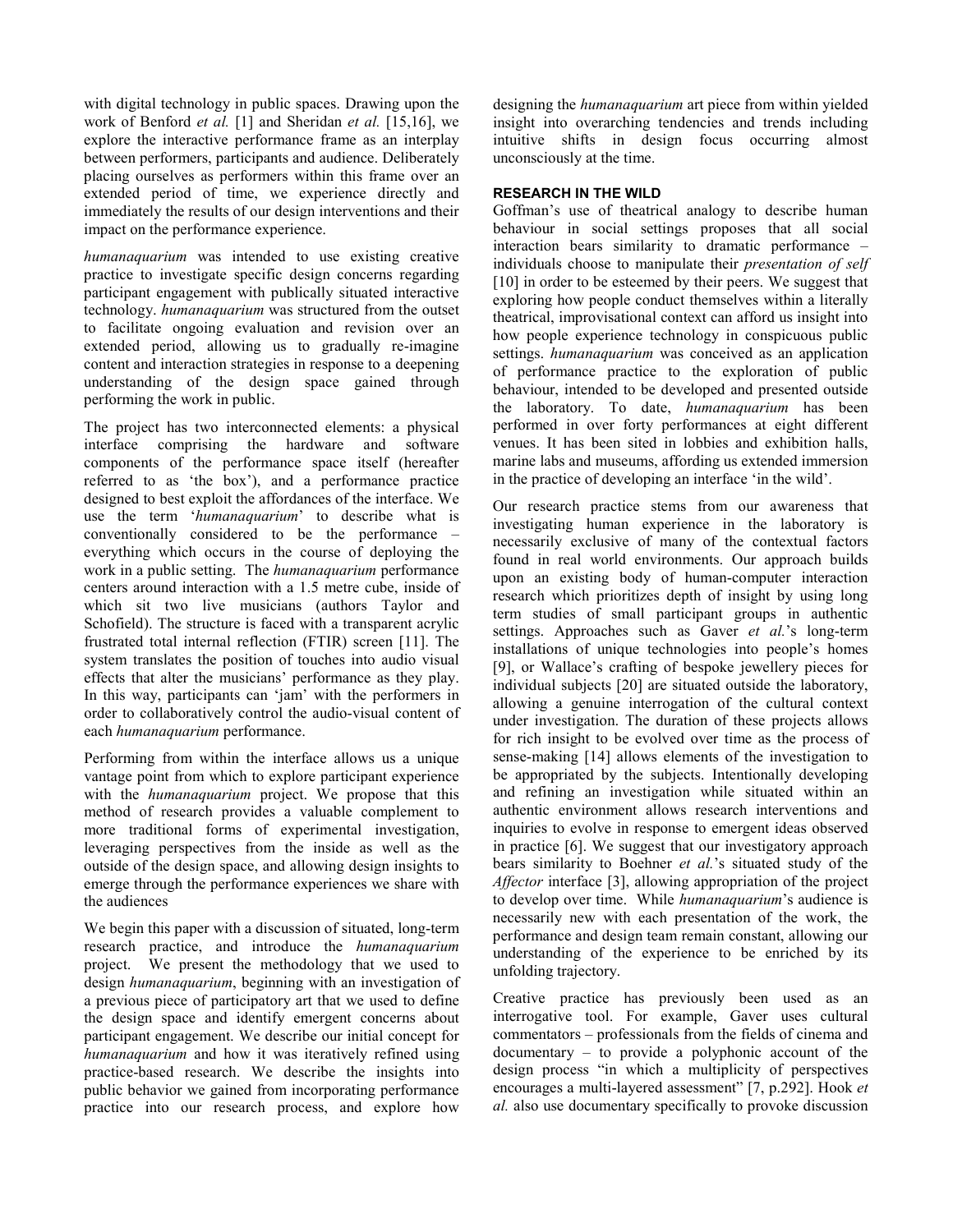with digital technology in public spaces. Drawing upon the work of Benford *et al.* [1] and Sheridan *et al.* [15,16], we explore the interactive performance frame as an interplay between performers, participants and audience. Deliberately placing ourselves as performers within this frame over an extended period of time, we experience directly and immediately the results of our design interventions and their impact on the performance experience.

*humanaquarium* was intended to use existing creative practice to investigate specific design concerns regarding participant engagement with publically situated interactive technology. *humanaquarium* was structured from the outset to facilitate ongoing evaluation and revision over an extended period, allowing us to gradually re-imagine content and interaction strategies in response to a deepening understanding of the design space gained through performing the work in public.

The project has two interconnected elements: a physical interface comprising the hardware and software components of the performance space itself (hereafter referred to as 'the box'), and a performance practice designed to best exploit the affordances of the interface. We use the term '*humanaquarium*' to describe what is conventionally considered to be the performance – everything which occurs in the course of deploying the work in a public setting. The *humanaquarium* performance centers around interaction with a 1.5 metre cube, inside of which sit two live musicians (authors Taylor and Schofield). The structure is faced with a transparent acrylic frustrated total internal reflection (FTIR) screen [11]. The system translates the position of touches into audio visual effects that alter the musicians' performance as they play. In this way, participants can 'jam' with the performers in order to collaboratively control the audio-visual content of each *humanaquarium* performance.

Performing from within the interface allows us a unique vantage point from which to explore participant experience with the *humanaquarium* project. We propose that this method of research provides a valuable complement to more traditional forms of experimental investigation, leveraging perspectives from the inside as well as the outside of the design space, and allowing design insights to emerge through the performance experiences we share with the audiences

We begin this paper with a discussion of situated, long-term research practice, and introduce the *humanaquarium* project. We present the methodology that we used to design *humanaquarium*, beginning with an investigation of a previous piece of participatory art that we used to define the design space and identify emergent concerns about participant engagement. We describe our initial concept for *humanaquarium* and how it was iteratively refined using practice-based research. We describe the insights into public behavior we gained from incorporating performance practice into our research process, and explore how designing the *humanaquarium* art piece from within yielded insight into overarching tendencies and trends including intuitive shifts in design focus occurring almost unconsciously at the time.

## RESEARCH IN THE WILD

Goffman's use of theatrical analogy to describe human behaviour in social settings proposes that all social interaction bears similarity to dramatic performance – individuals choose to manipulate their *presentation of self* [10] in order to be esteemed by their peers. We suggest that exploring how people conduct themselves within a literally theatrical, improvisational context can afford us insight into how people experience technology in conspicuous public settings. *humanaquarium* was conceived as an application of performance practice to the exploration of public behaviour, intended to be developed and presented outside the laboratory. To date, *humanaquarium* has been performed in over forty performances at eight different venues. It has been sited in lobbies and exhibition halls, marine labs and museums, affording us extended immersion in the practice of developing an interface 'in the wild'.

Our research practice stems from our awareness that investigating human experience in the laboratory is necessarily exclusive of many of the contextual factors found in real world environments. Our approach builds upon an existing body of human-computer interaction research which prioritizes depth of insight by using long term studies of small participant groups in authentic settings. Approaches such as Gaver *et al.*'s long-term installations of unique technologies into people's homes [9], or Wallace's crafting of bespoke jewellery pieces for individual subjects [20] are situated outside the laboratory, allowing a genuine interrogation of the cultural context under investigation. The duration of these projects allows for rich insight to be evolved over time as the process of sense-making [14] allows elements of the investigation to be appropriated by the subjects. Intentionally developing and refining an investigation while situated within an authentic environment allows research interventions and inquiries to evolve in response to emergent ideas observed in practice [6]. We suggest that our investigatory approach bears similarity to Boehner *et al.*'s situated study of the *Affector* interface [3], allowing appropriation of the project to develop over time. While *humanaquarium*'s audience is necessarily new with each presentation of the work, the performance and design team remain constant, allowing our understanding of the experience to be enriched by its unfolding trajectory.

Creative practice has previously been used as an interrogative tool. For example, Gaver uses cultural commentators – professionals from the fields of cinema and documentary – to provide a polyphonic account of the design process "in which a multiplicity of perspectives encourages a multi-layered assessment" [7, p.292]. Hook *et al.* also use documentary specifically to provoke discussion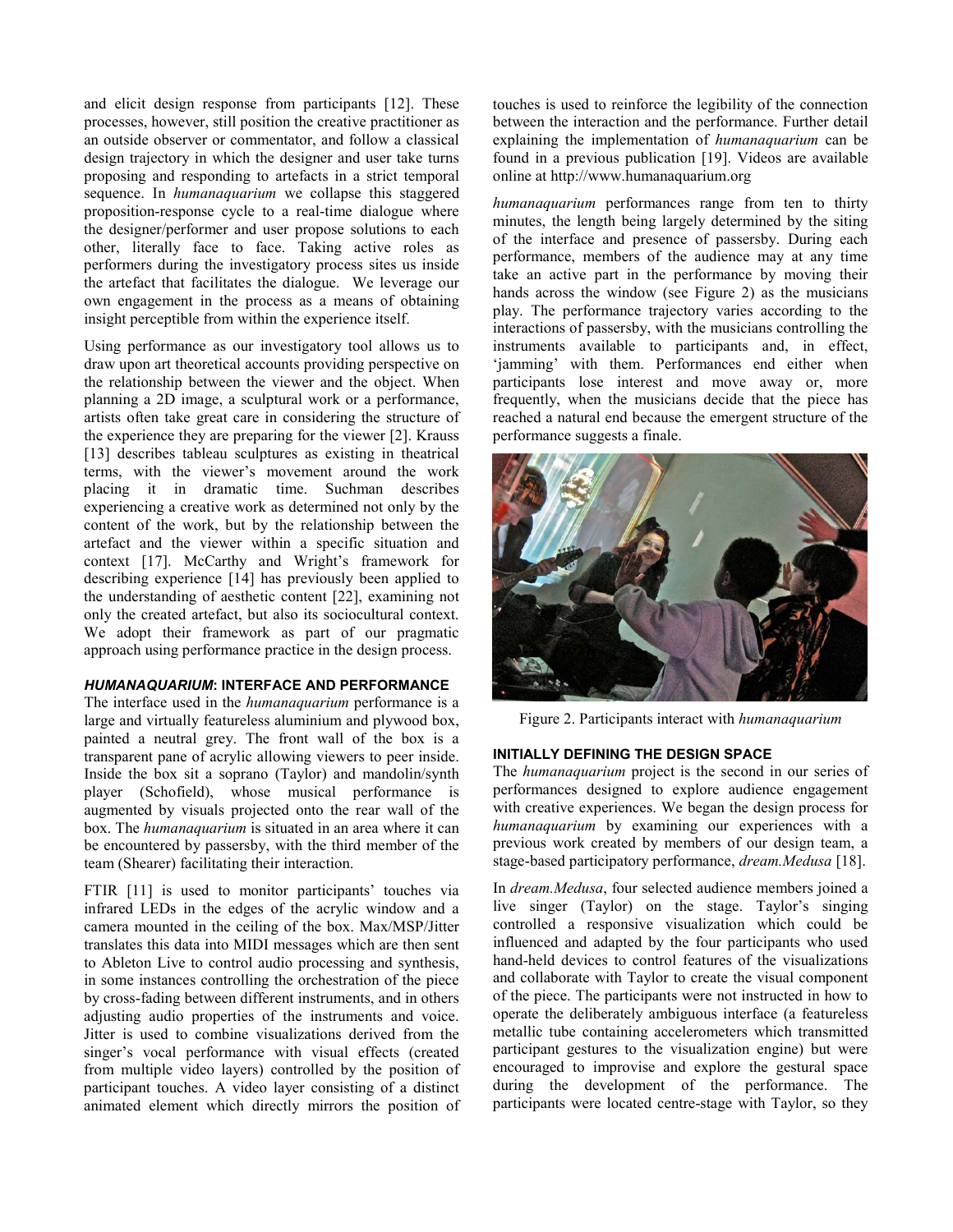and elicit design response from participants [12]. These processes, however, still position the creative practitioner as an outside observer or commentator, and follow a classical design trajectory in which the designer and user take turns proposing and responding to artefacts in a strict temporal sequence. In *humanaquarium* we collapse this staggered proposition-response cycle to a real-time dialogue where the designer/performer and user propose solutions to each other, literally face to face. Taking active roles as performers during the investigatory process sites us inside the artefact that facilitates the dialogue. We leverage our own engagement in the process as a means of obtaining insight perceptible from within the experience itself.

Using performance as our investigatory tool allows us to draw upon art theoretical accounts providing perspective on the relationship between the viewer and the object. When planning a 2D image, a sculptural work or a performance, artists often take great care in considering the structure of the experience they are preparing for the viewer [2]. Krauss [13] describes tableau sculptures as existing in theatrical terms, with the viewer's movement around the work placing it in dramatic time. Suchman describes experiencing a creative work as determined not only by the content of the work, but by the relationship between the artefact and the viewer within a specific situation and context [17]. McCarthy and Wright's framework for describing experience [14] has previously been applied to the understanding of aesthetic content [22], examining not only the created artefact, but also its sociocultural context. We adopt their framework as part of our pragmatic approach using performance practice in the design process.

## *HUMANAQUARIUM*: INTERFACE AND PERFORMANCE

The interface used in the *humanaquarium* performance is a large and virtually featureless aluminium and plywood box, painted a neutral grey. The front wall of the box is a transparent pane of acrylic allowing viewers to peer inside. Inside the box sit a soprano (Taylor) and mandolin/synth player (Schofield), whose musical performance is augmented by visuals projected onto the rear wall of the box. The *humanaquarium* is situated in an area where it can be encountered by passersby, with the third member of the team (Shearer) facilitating their interaction.

FTIR [11] is used to monitor participants' touches via infrared LEDs in the edges of the acrylic window and a camera mounted in the ceiling of the box. Max/MSP/Jitter translates this data into MIDI messages which are then sent to Ableton Live to control audio processing and synthesis, in some instances controlling the orchestration of the piece by cross-fading between different instruments, and in others adjusting audio properties of the instruments and voice. Jitter is used to combine visualizations derived from the singer's vocal performance with visual effects (created from multiple video layers) controlled by the position of participant touches. A video layer consisting of a distinct animated element which directly mirrors the position of touches is used to reinforce the legibility of the connection between the interaction and the performance. Further detail explaining the implementation of *humanaquarium* can be found in a previous publication [19]. Videos are available online at http://www.humanaquarium.org

*humanaquarium* performances range from ten to thirty minutes, the length being largely determined by the siting of the interface and presence of passersby. During each performance, members of the audience may at any time take an active part in the performance by moving their hands across the window (see Figure 2) as the musicians play. The performance trajectory varies according to the interactions of passersby, with the musicians controlling the instruments available to participants and, in effect, 'jamming' with them. Performances end either when participants lose interest and move away or, more frequently, when the musicians decide that the piece has reached a natural end because the emergent structure of the performance suggests a finale.

Figure 2. Participants interact with *humanaquarium*

## INITIALLY DEFINING THE DESIGN SPACE

The *humanaquarium* project is the second in our series of performances designed to explore audience engagement with creative experiences. We began the design process for *humanaquarium* by examining our experiences with a previous work created by members of our design team, a stage-based participatory performance, *dream.Medusa* [18].

In *dream.Medusa*, four selected audience members joined a live singer (Taylor) on the stage. Taylor's singing controlled a responsive visualization which could be influenced and adapted by the four participants who used hand-held devices to control features of the visualizations and collaborate with Taylor to create the visual component of the piece. The participants were not instructed in how to operate the deliberately ambiguous interface (a featureless metallic tube containing accelerometers which transmitted participant gestures to the visualization engine) but were encouraged to improvise and explore the gestural space during the development of the performance. The participants were located centre-stage with Taylor, so they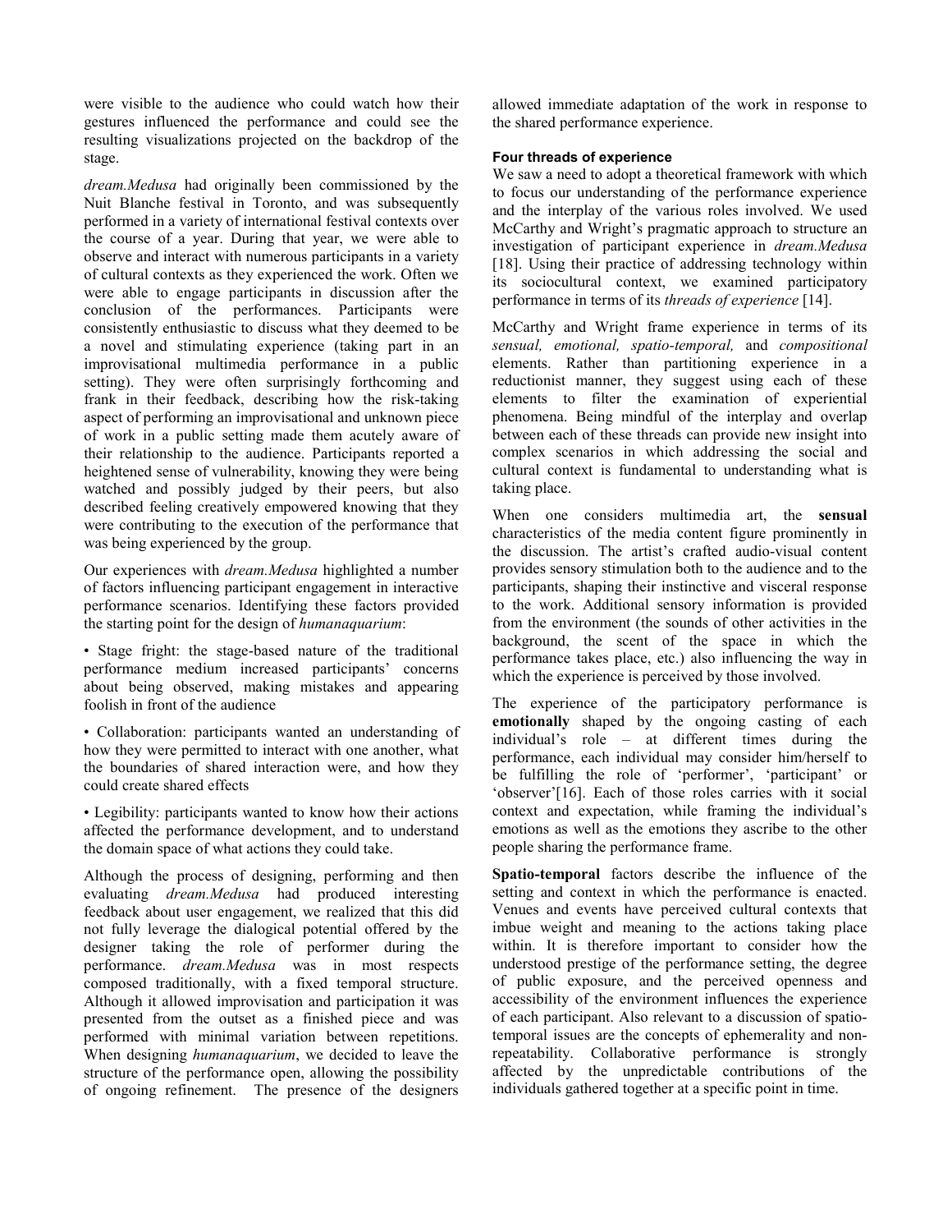were visible to the audience who could watch how their gestures influenced the performance and could see the resulting visualizations projected on the backdrop of the stage.

*dream.Medusa* had originally been commissioned by the Nuit Blanche festival in Toronto, and was subsequently performed in a variety of international festival contexts over the course of a year. During that year, we were able to observe and interact with numerous participants in a variety of cultural contexts as they experienced the work. Often we were able to engage participants in discussion after the conclusion of the performances. Participants were consistently enthusiastic to discuss what they deemed to be a novel and stimulating experience (taking part in an improvisational multimedia performance in a public setting). They were often surprisingly forthcoming and frank in their feedback, describing how the risk-taking aspect of performing an improvisational and unknown piece of work in a public setting made them acutely aware of their relationship to the audience. Participants reported a heightened sense of vulnerability, knowing they were being watched and possibly judged by their peers, but also described feeling creatively empowered knowing that they were contributing to the execution of the performance that was being experienced by the group.

Our experiences with *dream.Medusa* highlighted a number of factors influencing participant engagement in interactive performance scenarios. Identifying these factors provided the starting point for the design of *humanaquarium*:

- Stage fright: the stage-based nature of the traditional performance medium increased participants' concerns about being observed, making mistakes and appearing foolish in front of the audience
- Collaboration: participants wanted an understanding of how they were permitted to interact with one another, what the boundaries of shared interaction were, and how they could create shared effects
- Legibility: participants wanted to know how their actions affected the performance development, and to understand the domain space of what actions they could take.

Although the process of designing, performing and then evaluating *dream.Medusa* had produced interesting feedback about user engagement, we realized that this did not fully leverage the dialogical potential offered by the designer taking the role of performer during the performance. *dream.Medusa* was in most respects composed traditionally, with a fixed temporal structure. Although it allowed improvisation and participation it was presented from the outset as a finished piece and was performed with minimal variation between repetitions. When designing *humanaquarium*, we decided to leave the structure of the performance open, allowing the possibility of ongoing refinement. The presence of the designers allowed immediate adaptation of the work in response to the shared performance experience.

#### Four threads of experience

We saw a need to adopt a theoretical framework with which to focus our understanding of the performance experience and the interplay of the various roles involved. We used McCarthy and Wright's pragmatic approach to structure an investigation of participant experience in *dream.Medusa* [18]. Using their practice of addressing technology within its sociocultural context, we examined participatory performance in terms of its *threads of experience* [14].

McCarthy and Wright frame experience in terms of its *sensual, emotional, spatio-temporal,* and *compositional* elements. Rather than partitioning experience in a reductionist manner, they suggest using each of these elements to filter the examination of experiential phenomena. Being mindful of the interplay and overlap between each of these threads can provide new insight into complex scenarios in which addressing the social and cultural context is fundamental to understanding what is taking place.

When one considers multimedia art, the **sensual** characteristics of the media content figure prominently in the discussion. The artist's crafted audio-visual content provides sensory stimulation both to the audience and to the participants, shaping their instinctive and visceral response to the work. Additional sensory information is provided from the environment (the sounds of other activities in the background, the scent of the space in which the performance takes place, etc.) also influencing the way in which the experience is perceived by those involved.

The experience of the participatory performance is **emotionally** shaped by the ongoing casting of each individual's role – at different times during the performance, each individual may consider him/herself to be fulfilling the role of 'performer', 'participant' or 'observer'[16]. Each of those roles carries with it social context and expectation, while framing the individual's emotions as well as the emotions they ascribe to the other people sharing the performance frame.

**Spatio-temporal** factors describe the influence of the setting and context in which the performance is enacted. Venues and events have perceived cultural contexts that imbue weight and meaning to the actions taking place within. It is therefore important to consider how the understood prestige of the performance setting, the degree of public exposure, and the perceived openness and accessibility of the environment influences the experience of each participant. Also relevant to a discussion of spatio-temporal issues are the concepts of ephemerality and non-repeatability. Collaborative performance is strongly affected by the unpredictable contributions of the individuals gathered together at a specific point in time.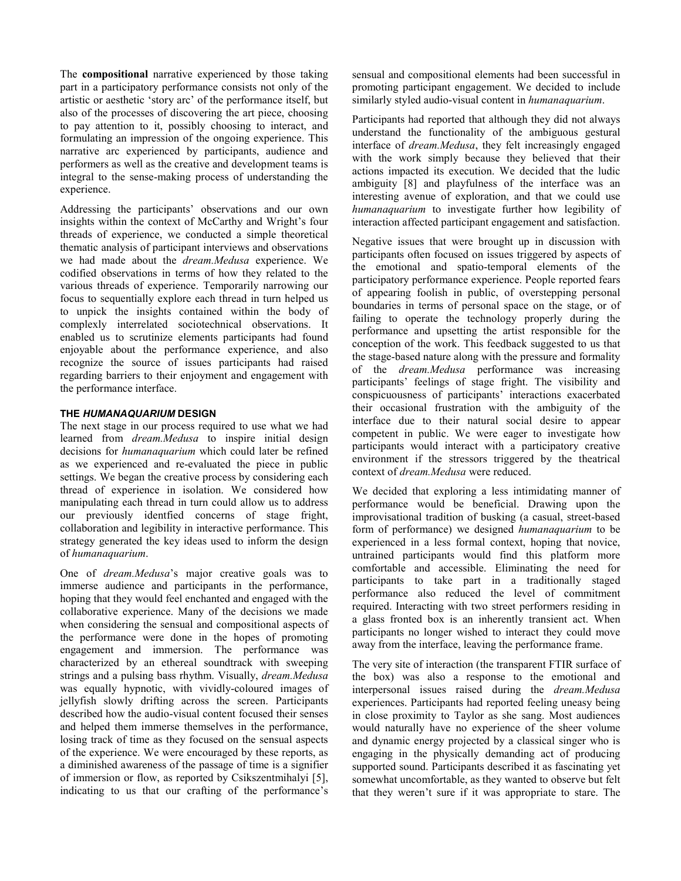The **compositional** narrative experienced by those taking part in a participatory performance consists not only of the artistic or aesthetic 'story arc' of the performance itself, but also of the processes of discovering the art piece, choosing to pay attention to it, possibly choosing to interact, and formulating an impression of the ongoing experience. This narrative arc experienced by participants, audience and performers as well as the creative and development teams is integral to the sense-making process of understanding the experience.

Addressing the participants' observations and our own insights within the context of McCarthy and Wright's four threads of experience, we conducted a simple theoretical thematic analysis of participant interviews and observations we had made about the *dream.Medusa* experience. We codified observations in terms of how they related to the various threads of experience. Temporarily narrowing our focus to sequentially explore each thread in turn helped us to unpick the insights contained within the body of complexly interrelated sociotechnical observations. It enabled us to scrutinize elements participants had found enjoyable about the performance experience, and also recognize the source of issues participants had raised regarding barriers to their enjoyment and engagement with the performance interface.

## THE *HUMANAQUARIUM* DESIGN

The next stage in our process required to use what we had learned from *dream.Medusa* to inspire initial design decisions for *humanaquarium* which could later be refined as we experienced and re-evaluated the piece in public settings. We began the creative process by considering each thread of experience in isolation. We considered how manipulating each thread in turn could allow us to address our previously identfied concerns of stage fright, collaboration and legibility in interactive performance. This strategy generated the key ideas used to inform the design of *humanaquarium*.

One of *dream.Medusa*'s major creative goals was to immerse audience and participants in the performance, hoping that they would feel enchanted and engaged with the collaborative experience. Many of the decisions we made when considering the sensual and compositional aspects of the performance were done in the hopes of promoting engagement and immersion. The performance was characterized by an ethereal soundtrack with sweeping strings and a pulsing bass rhythm. Visually, *dream.Medusa* was equally hypnotic, with vividly-coloured images of jellyfish slowly drifting across the screen. Participants described how the audio-visual content focused their senses and helped them immerse themselves in the performance, losing track of time as they focused on the sensual aspects of the experience. We were encouraged by these reports, as a diminished awareness of the passage of time is a signifier of immersion or flow, as reported by Csikszentmihalyi [5], indicating to us that our crafting of the performance's sensual and compositional elements had been successful in promoting participant engagement. We decided to include similarly styled audio-visual content in *humanaquarium*.

Participants had reported that although they did not always understand the functionality of the ambiguous gestural interface of *dream.Medusa*, they felt increasingly engaged with the work simply because they believed that their actions impacted its execution. We decided that the ludic ambiguity [8] and playfulness of the interface was an interesting avenue of exploration, and that we could use *humanaquarium* to investigate further how legibility of interaction affected participant engagement and satisfaction.

Negative issues that were brought up in discussion with participants often focused on issues triggered by aspects of the emotional and spatio-temporal elements of the participatory performance experience. People reported fears of appearing foolish in public, of overstepping personal boundaries in terms of personal space on the stage, or of failing to operate the technology properly during the performance and upsetting the artist responsible for the conception of the work. This feedback suggested to us that the stage-based nature along with the pressure and formality of the *dream.Medusa* performance was increasing participants' feelings of stage fright. The visibility and conspicuousness of participants' interactions exacerbated their occasional frustration with the ambiguity of the interface due to their natural social desire to appear competent in public. We were eager to investigate how participants would interact with a participatory creative environment if the stressors triggered by the theatrical context of *dream.Medusa* were reduced.

We decided that exploring a less intimidating manner of performance would be beneficial. Drawing upon the improvisational tradition of busking (a casual, street-based form of performance) we designed *humanaquarium* to be experienced in a less formal context, hoping that novice, untrained participants would find this platform more comfortable and accessible. Eliminating the need for participants to take part in a traditionally staged performance also reduced the level of commitment required. Interacting with two street performers residing in a glass fronted box is an inherently transient act. When participants no longer wished to interact they could move away from the interface, leaving the performance frame.

The very site of interaction (the transparent FTIR surface of the box) was also a response to the emotional and interpersonal issues raised during the *dream.Medusa* experiences. Participants had reported feeling uneasy being in close proximity to Taylor as she sang. Most audiences would naturally have no experience of the sheer volume and dynamic energy projected by a classical singer who is engaging in the physically demanding act of producing supported sound. Participants described it as fascinating yet somewhat uncomfortable, as they wanted to observe but felt that they weren't sure if it was appropriate to stare. The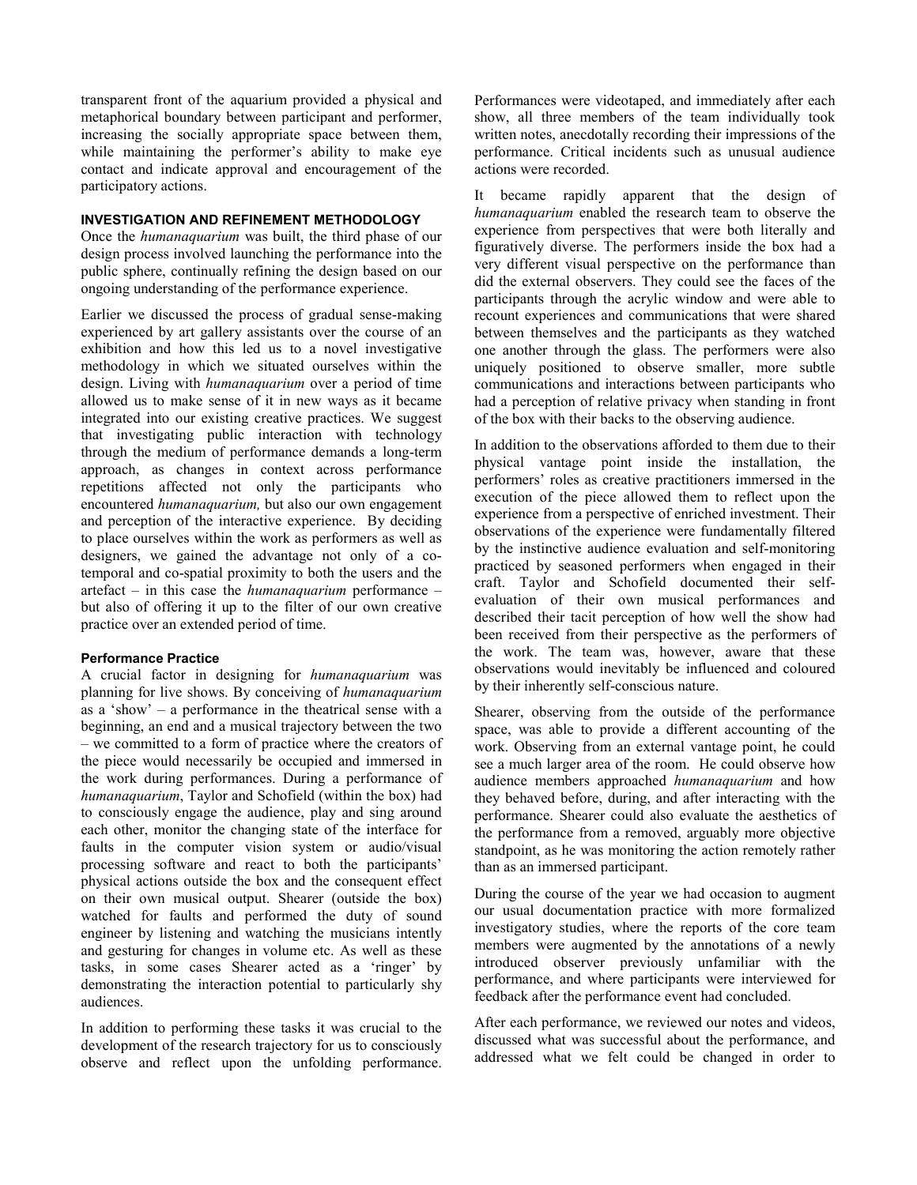transparent front of the aquarium provided a physical and metaphorical boundary between participant and performer, increasing the socially appropriate space between them, while maintaining the performer's ability to make eye contact and indicate approval and encouragement of the participatory actions.

## INVESTIGATION AND REFINEMENT METHODOLOGY

Once the *humanaquarium* was built, the third phase of our design process involved launching the performance into the public sphere, continually refining the design based on our ongoing understanding of the performance experience.

Earlier we discussed the process of gradual sense-making experienced by art gallery assistants over the course of an exhibition and how this led us to a novel investigative methodology in which we situated ourselves within the design. Living with *humanaquarium* over a period of time allowed us to make sense of it in new ways as it became integrated into our existing creative practices. We suggest that investigating public interaction with technology through the medium of performance demands a long-term approach, as changes in context across performance repetitions affected not only the participants who encountered *humanaquarium,* but also our own engagement and perception of the interactive experience. By deciding to place ourselves within the work as performers as well as designers, we gained the advantage not only of a co-temporal and co-spatial proximity to both the users and the artefact – in this case the *humanaquarium* performance – but also of offering it up to the filter of our own creative practice over an extended period of time.

### Performance Practice

A crucial factor in designing for *humanaquarium* was planning for live shows. By conceiving of *humanaquarium* as a 'show' – a performance in the theatrical sense with a beginning, an end and a musical trajectory between the two – we committed to a form of practice where the creators of the piece would necessarily be occupied and immersed in the work during performances. During a performance of *humanaquarium*, Taylor and Schofield (within the box) had to consciously engage the audience, play and sing around each other, monitor the changing state of the interface for faults in the computer vision system or audio/visual processing software and react to both the participants' physical actions outside the box and the consequent effect on their own musical output. Shearer (outside the box) watched for faults and performed the duty of sound engineer by listening and watching the musicians intently and gesturing for changes in volume etc. As well as these tasks, in some cases Shearer acted as a 'ringer' by demonstrating the interaction potential to particularly shy audiences.

In addition to performing these tasks it was crucial to the development of the research trajectory for us to consciously observe and reflect upon the unfolding performance. Performances were videotaped, and immediately after each show, all three members of the team individually took written notes, anecdotally recording their impressions of the performance. Critical incidents such as unusual audience actions were recorded.

It became rapidly apparent that the design of *humanaquarium* enabled the research team to observe the experience from perspectives that were both literally and figuratively diverse. The performers inside the box had a very different visual perspective on the performance than did the external observers. They could see the faces of the participants through the acrylic window and were able to recount experiences and communications that were shared between themselves and the participants as they watched one another through the glass. The performers were also uniquely positioned to observe smaller, more subtle communications and interactions between participants who had a perception of relative privacy when standing in front of the box with their backs to the observing audience.

In addition to the observations afforded to them due to their physical vantage point inside the installation, the performers' roles as creative practitioners immersed in the execution of the piece allowed them to reflect upon the experience from a perspective of enriched investment. Their observations of the experience were fundamentally filtered by the instinctive audience evaluation and self-monitoring practiced by seasoned performers when engaged in their craft. Taylor and Schofield documented their self-evaluation of their own musical performances and described their tacit perception of how well the show had been received from their perspective as the performers of the work. The team was, however, aware that these observations would inevitably be influenced and coloured by their inherently self-conscious nature.

Shearer, observing from the outside of the performance space, was able to provide a different accounting of the work. Observing from an external vantage point, he could see a much larger area of the room. He could observe how audience members approached *humanaquarium* and how they behaved before, during, and after interacting with the performance. Shearer could also evaluate the aesthetics of the performance from a removed, arguably more objective standpoint, as he was monitoring the action remotely rather than as an immersed participant.

During the course of the year we had occasion to augment our usual documentation practice with more formalized investigatory studies, where the reports of the core team members were augmented by the annotations of a newly introduced observer previously unfamiliar with the performance, and where participants were interviewed for feedback after the performance event had concluded.

After each performance, we reviewed our notes and videos, discussed what was successful about the performance, and addressed what we felt could be changed in order to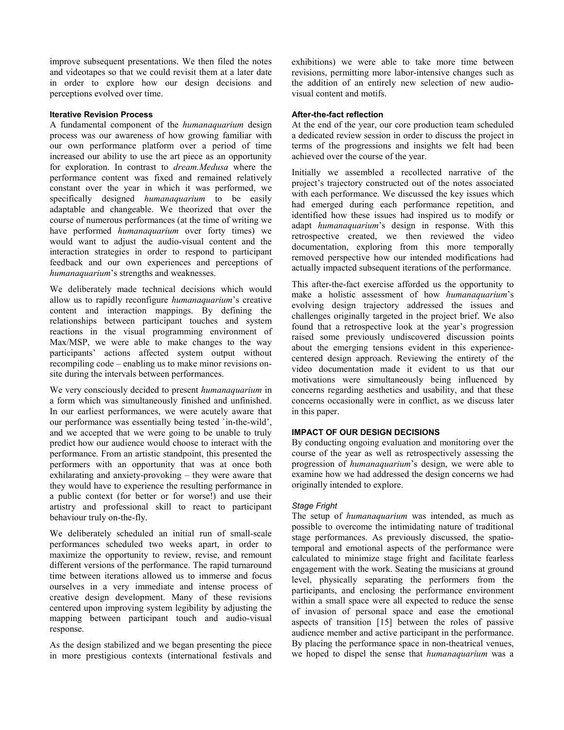improve subsequent presentations. We then filed the notes and videotapes so that we could revisit them at a later date in order to explore how our design decisions and perceptions evolved over time.

#### Iterative Revision Process

A fundamental component of the *humanaquarium* design process was our awareness of how growing familiar with our own performance platform over a period of time increased our ability to use the art piece as an opportunity for exploration. In contrast to *dream.Medusa* where the performance content was fixed and remained relatively constant over the year in which it was performed, we specifically designed *humanaquarium* to be easily adaptable and changeable. We theorized that over the course of numerous performances (at the time of writing we have performed *humanaquarium* over forty times) we would want to adjust the audio-visual content and the interaction strategies in order to respond to participant feedback and our own experiences and perceptions of *humanaquarium*'s strengths and weaknesses.

We deliberately made technical decisions which would allow us to rapidly reconfigure *humanaquarium*'s creative content and interaction mappings. By defining the relationships between participant touches and system reactions in the visual programming environment of Max/MSP, we were able to make changes to the way participants' actions affected system output without recompiling code – enabling us to make minor revisions on-site during the intervals between performances.

We very consciously decided to present *humanaquarium* in a form which was simultaneously finished and unfinished. In our earliest performances, we were acutely aware that our performance was essentially being tested `in-the-wild', and we accepted that we were going to be unable to truly predict how our audience would choose to interact with the performance. From an artistic standpoint, this presented the performers with an opportunity that was at once both exhilarating and anxiety-provoking – they were aware that they would have to experience the resulting performance in a public context (for better or for worse!) and use their artistry and professional skill to react to participant behaviour truly on-the-fly.

We deliberately scheduled an initial run of small-scale performances scheduled two weeks apart, in order to maximize the opportunity to review, revise, and remount different versions of the performance. The rapid turnaround time between iterations allowed us to immerse and focus ourselves in a very immediate and intense process of creative design development. Many of these revisions centered upon improving system legibility by adjusting the mapping between participant touch and audio-visual response.

As the design stabilized and we began presenting the piece in more prestigious contexts (international festivals and exhibitions) we were able to take more time between revisions, permitting more labor-intensive changes such as the addition of an entirely new selection of new audio-visual content and motifs.

#### After-the-fact reflection

At the end of the year, our core production team scheduled a dedicated review session in order to discuss the project in terms of the progressions and insights we felt had been achieved over the course of the year.

Initially we assembled a recollected narrative of the project's trajectory constructed out of the notes associated with each performance. We discussed the key issues which had emerged during each performance repetition, and identified how these issues had inspired us to modify or adapt *humanaquarium*'s design in response. With this retrospective created, we then reviewed the video documentation, exploring from this more temporally removed perspective how our intended modifications had actually impacted subsequent iterations of the performance.

This after-the-fact exercise afforded us the opportunity to make a holistic assessment of how *humanaquarium*'s evolving design trajectory addressed the issues and challenges originally targeted in the project brief. We also found that a retrospective look at the year's progression raised some previously undiscovered discussion points about the emerging tensions evident in this experience-centered design approach. Reviewing the entirety of the video documentation made it evident to us that our motivations were simultaneously being influenced by concerns regarding aesthetics and usability, and that these concerns occasionally were in conflict, as we discuss later in this paper.

### IMPACT OF OUR DESIGN DECISIONS

By conducting ongoing evaluation and monitoring over the course of the year as well as retrospectively assessing the progression of *humanaquarium*'s design, we were able to examine how we had addressed the design concerns we had originally intended to explore.

#### *Stage Fright*

The setup of *humanaquarium* was intended, as much as possible to overcome the intimidating nature of traditional stage performances. As previously discussed, the spatio-temporal and emotional aspects of the performance were calculated to minimize stage fright and facilitate fearless engagement with the work. Seating the musicians at ground level, physically separating the performers from the participants, and enclosing the performance environment within a small space were all expected to reduce the sense of invasion of personal space and ease the emotional aspects of transition [15] between the roles of passive audience member and active participant in the performance. By placing the performance space in non-theatrical venues, we hoped to dispel the sense that *humanaquarium* was a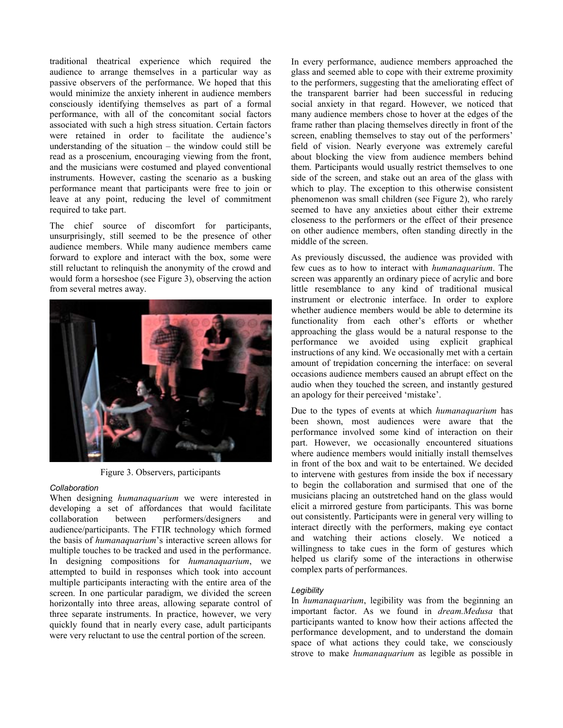traditional theatrical experience which required the audience to arrange themselves in a particular way as passive observers of the performance. We hoped that this would minimize the anxiety inherent in audience members consciously identifying themselves as part of a formal performance, with all of the concomitant social factors associated with such a high stress situation. Certain factors were retained in order to facilitate the audience's understanding of the situation – the window could still be read as a proscenium, encouraging viewing from the front, and the musicians were costumed and played conventional instruments. However, casting the scenario as a busking performance meant that participants were free to join or leave at any point, reducing the level of commitment required to take part.

The chief source of discomfort for participants, unsurprisingly, still seemed to be the presence of other audience members. While many audience members came forward to explore and interact with the box, some were still reluctant to relinquish the anonymity of the crowd and would form a horseshoe (see Figure 3), observing the action from several metres away.

Figure 3. Observers, participants

### *Collaboration*

When designing *humanaquarium* we were interested in developing a set of affordances that would facilitate collaboration between performers/designers and audience/participants. The FTIR technology which formed the basis of *humanaquarium*'s interactive screen allows for multiple touches to be tracked and used in the performance. In designing compositions for *humanaquarium*, we attempted to build in responses which took into account multiple participants interacting with the entire area of the screen. In one particular paradigm, we divided the screen horizontally into three areas, allowing separate control of three separate instruments. In practice, however, we very quickly found that in nearly every case, adult participants were very reluctant to use the central portion of the screen.

In every performance, audience members approached the glass and seemed able to cope with their extreme proximity to the performers, suggesting that the ameliorating effect of the transparent barrier had been successful in reducing social anxiety in that regard. However, we noticed that many audience members chose to hover at the edges of the frame rather than placing themselves directly in front of the screen, enabling themselves to stay out of the performers' field of vision. Nearly everyone was extremely careful about blocking the view from audience members behind them. Participants would usually restrict themselves to one side of the screen, and stake out an area of the glass with which to play. The exception to this otherwise consistent phenomenon was small children (see Figure 2), who rarely seemed to have any anxieties about either their extreme closeness to the performers or the effect of their presence on other audience members, often standing directly in the middle of the screen.

As previously discussed, the audience was provided with few cues as to how to interact with *humanaquarium*. The screen was apparently an ordinary piece of acrylic and bore little resemblance to any kind of traditional musical instrument or electronic interface. In order to explore whether audience members would be able to determine its functionality from each other's efforts or whether approaching the glass would be a natural response to the performance we avoided using explicit graphical instructions of any kind. We occasionally met with a certain amount of trepidation concerning the interface: on several occasions audience members caused an abrupt effect on the audio when they touched the screen, and instantly gestured an apology for their perceived 'mistake'.

Due to the types of events at which *humanaquarium* has been shown, most audiences were aware that the performance involved some kind of interaction on their part. However, we occasionally encountered situations where audience members would initially install themselves in front of the box and wait to be entertained. We decided to intervene with gestures from inside the box if necessary to begin the collaboration and surmised that one of the musicians placing an outstretched hand on the glass would elicit a mirrored gesture from participants. This was borne out consistently. Participants were in general very willing to interact directly with the performers, making eye contact and watching their actions closely. We noticed a willingness to take cues in the form of gestures which helped us clarify some of the interactions in otherwise complex parts of performances.

### *Legibility*

In *humanaquarium*, legibility was from the beginning an important factor. As we found in *dream.Medusa* that participants wanted to know how their actions affected the performance development, and to understand the domain space of what actions they could take, we consciously strove to make *humanaquarium* as legible as possible in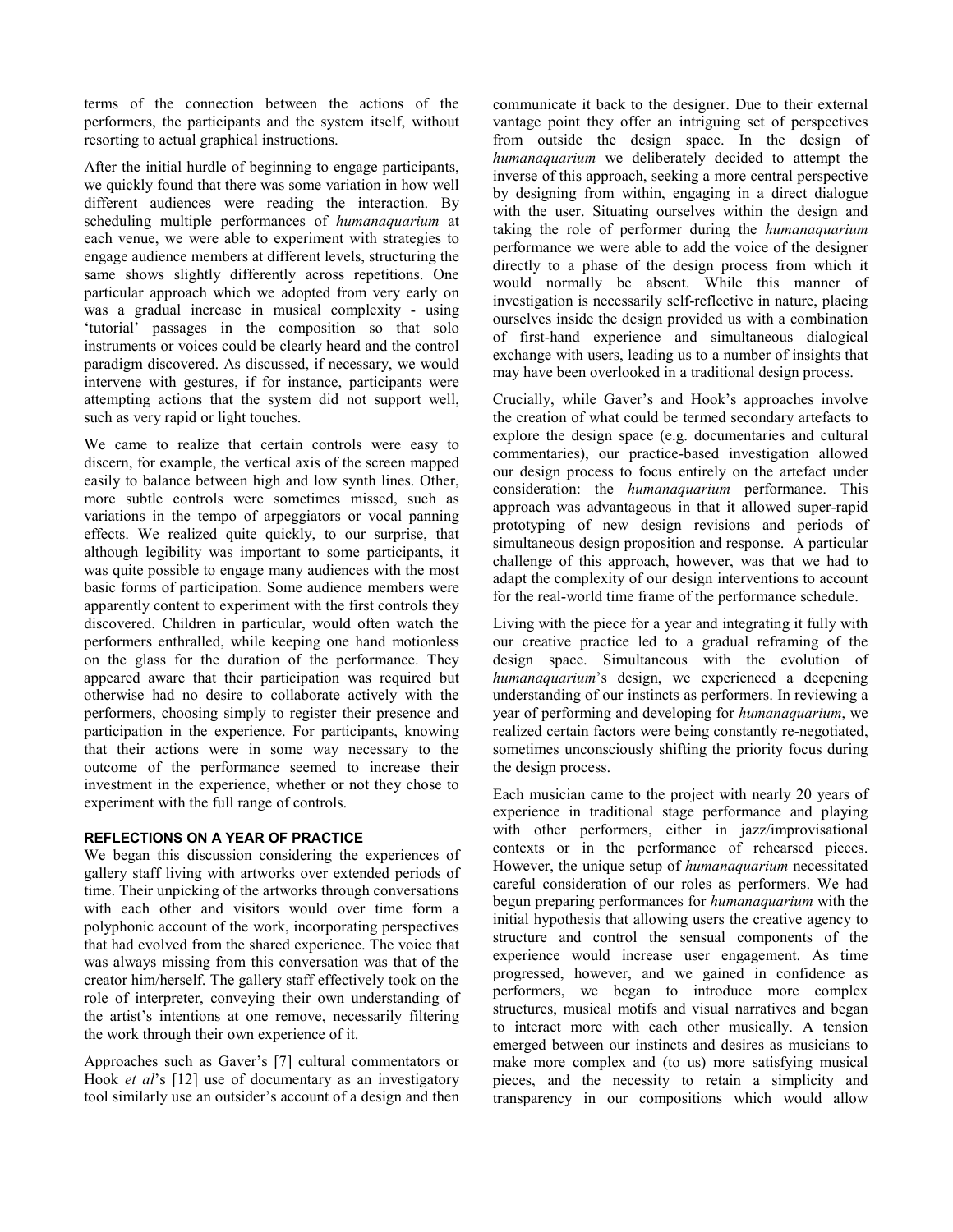terms of the connection between the actions of the performers, the participants and the system itself, without resorting to actual graphical instructions.

After the initial hurdle of beginning to engage participants, we quickly found that there was some variation in how well different audiences were reading the interaction. By scheduling multiple performances of *humanaquarium* at each venue, we were able to experiment with strategies to engage audience members at different levels, structuring the same shows slightly differently across repetitions. One particular approach which we adopted from very early on was a gradual increase in musical complexity - using 'tutorial' passages in the composition so that solo instruments or voices could be clearly heard and the control paradigm discovered. As discussed, if necessary, we would intervene with gestures, if for instance, participants were attempting actions that the system did not support well, such as very rapid or light touches.

We came to realize that certain controls were easy to discern, for example, the vertical axis of the screen mapped easily to balance between high and low synth lines. Other, more subtle controls were sometimes missed, such as variations in the tempo of arpeggiators or vocal panning effects. We realized quite quickly, to our surprise, that although legibility was important to some participants, it was quite possible to engage many audiences with the most basic forms of participation. Some audience members were apparently content to experiment with the first controls they discovered. Children in particular, would often watch the performers enthralled, while keeping one hand motionless on the glass for the duration of the performance. They appeared aware that their participation was required but otherwise had no desire to collaborate actively with the performers, choosing simply to register their presence and participation in the experience. For participants, knowing that their actions were in some way necessary to the outcome of the performance seemed to increase their investment in the experience, whether or not they chose to experiment with the full range of controls.

## REFLECTIONS ON A YEAR OF PRACTICE

We began this discussion considering the experiences of gallery staff living with artworks over extended periods of time. Their unpicking of the artworks through conversations with each other and visitors would over time form a polyphonic account of the work, incorporating perspectives that had evolved from the shared experience. The voice that was always missing from this conversation was that of the creator him/herself. The gallery staff effectively took on the role of interpreter, conveying their own understanding of the artist's intentions at one remove, necessarily filtering the work through their own experience of it.

Approaches such as Gaver's [7] cultural commentators or Hook *et al*'s [12] use of documentary as an investigatory tool similarly use an outsider's account of a design and then communicate it back to the designer. Due to their external vantage point they offer an intriguing set of perspectives from outside the design space. In the design of *humanaquarium* we deliberately decided to attempt the inverse of this approach, seeking a more central perspective by designing from within, engaging in a direct dialogue with the user. Situating ourselves within the design and taking the role of performer during the *humanaquarium* performance we were able to add the voice of the designer directly to a phase of the design process from which it would normally be absent. While this manner of investigation is necessarily self-reflective in nature, placing ourselves inside the design provided us with a combination of first-hand experience and simultaneous dialogical exchange with users, leading us to a number of insights that may have been overlooked in a traditional design process.

Crucially, while Gaver's and Hook's approaches involve the creation of what could be termed secondary artefacts to explore the design space (e.g. documentaries and cultural commentaries), our practice-based investigation allowed our design process to focus entirely on the artefact under consideration: the *humanaquarium* performance. This approach was advantageous in that it allowed super-rapid prototyping of new design revisions and periods of simultaneous design proposition and response. A particular challenge of this approach, however, was that we had to adapt the complexity of our design interventions to account for the real-world time frame of the performance schedule.

Living with the piece for a year and integrating it fully with our creative practice led to a gradual reframing of the design space. Simultaneous with the evolution of *humanaquarium*'s design, we experienced a deepening understanding of our instincts as performers. In reviewing a year of performing and developing for *humanaquarium*, we realized certain factors were being constantly re-negotiated, sometimes unconsciously shifting the priority focus during the design process.

Each musician came to the project with nearly 20 years of experience in traditional stage performance and playing with other performers, either in jazz/improvisational contexts or in the performance of rehearsed pieces. However, the unique setup of *humanaquarium* necessitated careful consideration of our roles as performers. We had begun preparing performances for *humanaquarium* with the initial hypothesis that allowing users the creative agency to structure and control the sensual components of the experience would increase user engagement. As time progressed, however, and we gained in confidence as performers, we began to introduce more complex structures, musical motifs and visual narratives and began to interact more with each other musically. A tension emerged between our instincts and desires as musicians to make more complex and (to us) more satisfying musical pieces, and the necessity to retain a simplicity and transparency in our compositions which would allow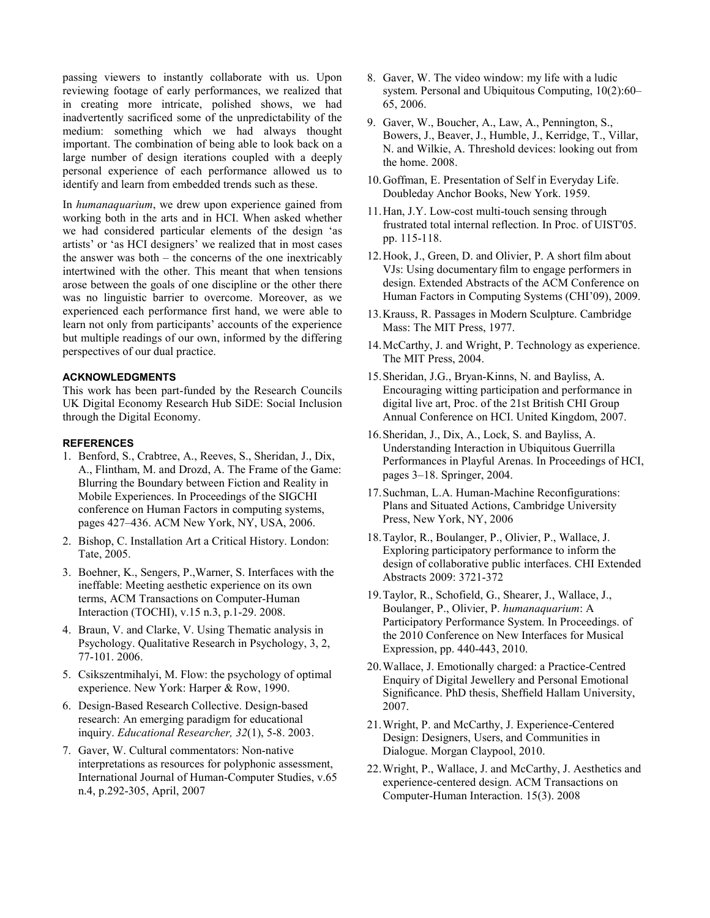passing viewers to instantly collaborate with us. Upon reviewing footage of early performances, we realized that in creating more intricate, polished shows, we had inadvertently sacrificed some of the unpredictability of the medium: something which we had always thought important. The combination of being able to look back on a large number of design iterations coupled with a deeply personal experience of each performance allowed us to identify and learn from embedded trends such as these.

In *humanaquarium*, we drew upon experience gained from working both in the arts and in HCI. When asked whether we had considered particular elements of the design 'as artists' or 'as HCI designers' we realized that in most cases the answer was both – the concerns of the one inextricably intertwined with the other. This meant that when tensions arose between the goals of one discipline or the other there was no linguistic barrier to overcome. Moreover, as we experienced each performance first hand, we were able to learn not only from participants' accounts of the experience but multiple readings of our own, informed by the differing perspectives of our dual practice.

## ACKNOWLEDGMENTS

This work has been part-funded by the Research Councils UK Digital Economy Research Hub SiDE: Social Inclusion through the Digital Economy.

## REFERENCES

1. Benford, S., Crabtree, A., Reeves, S., Sheridan, J., Dix, A., Flintham, M. and Drozd, A. The Frame of the Game: Blurring the Boundary between Fiction and Reality in Mobile Experiences. In Proceedings of the SIGCHI conference on Human Factors in computing systems, pages 427–436. ACM New York, NY, USA, 2006.
2. Bishop, C. Installation Art a Critical History. London: Tate, 2005.
3. Boehner, K., Sengers, P.,Warner, S. Interfaces with the ineffable: Meeting aesthetic experience on its own terms, ACM Transactions on Computer-Human Interaction (TOCHI), v.15 n.3, p.1-29. 2008.
4. Braun, V. and Clarke, V. Using Thematic analysis in Psychology. Qualitative Research in Psychology, 3, 2, 77-101. 2006.
5. Csikszentmihalyi, M. Flow: the psychology of optimal experience. New York: Harper & Row, 1990.
6. Design-Based Research Collective. Design-based research: An emerging paradigm for educational inquiry. *Educational Researcher, 32*(1), 5-8. 2003.
7. Gaver, W. Cultural commentators: Non-native interpretations as resources for polyphonic assessment, International Journal of Human-Computer Studies, v.65 n.4, p.292-305, April, 2007
8. Gaver, W. The video window: my life with a ludic system. Personal and Ubiquitous Computing, 10(2):60–65, 2006.
9. Gaver, W., Boucher, A., Law, A., Pennington, S., Bowers, J., Beaver, J., Humble, J., Kerridge, T., Villar, N. and Wilkie, A. Threshold devices: looking out from the home. 2008.
10. Goffman, E. Presentation of Self in Everyday Life. Doubleday Anchor Books, New York. 1959.
11. Han, J.Y. Low-cost multi-touch sensing through frustrated total internal reflection. In Proc. of UIST'05. pp. 115-118.
12. Hook, J., Green, D. and Olivier, P. A short film about VJs: Using documentary film to engage performers in design. Extended Abstracts of the ACM Conference on Human Factors in Computing Systems (CHI'09), 2009.
13. Krauss, R. Passages in Modern Sculpture. Cambridge Mass: The MIT Press, 1977.
14. McCarthy, J. and Wright, P. Technology as experience. The MIT Press, 2004.
15. Sheridan, J.G., Bryan-Kinns, N. and Bayliss, A. Encouraging witting participation and performance in digital live art, Proc. of the 21st British CHI Group Annual Conference on HCI. United Kingdom, 2007.
16. Sheridan, J., Dix, A., Lock, S. and Bayliss, A. Understanding Interaction in Ubiquitous Guerrilla Performances in Playful Arenas. In Proceedings of HCI, pages 3–18. Springer, 2004.
17. Suchman, L.A. Human-Machine Reconfigurations: Plans and Situated Actions, Cambridge University Press, New York, NY, 2006
18. Taylor, R., Boulanger, P., Olivier, P., Wallace, J. Exploring participatory performance to inform the design of collaborative public interfaces. CHI Extended Abstracts 2009: 3721-372
19. Taylor, R., Schofield, G., Shearer, J., Wallace, J., Boulanger, P., Olivier, P. *humanaquarium*: A Participatory Performance System. In Proceedings. of the 2010 Conference on New Interfaces for Musical Expression, pp. 440-443, 2010.
20. Wallace, J. Emotionally charged: a Practice-Centred Enquiry of Digital Jewellery and Personal Emotional Significance. PhD thesis, Sheffield Hallam University, 2007.
21. Wright, P. and McCarthy, J. Experience-Centered Design: Designers, Users, and Communities in Dialogue. Morgan Claypool, 2010.
22. Wright, P., Wallace, J. and McCarthy, J. Aesthetics and experience-centered design. ACM Transactions on Computer-Human Interaction. 15(3). 2008